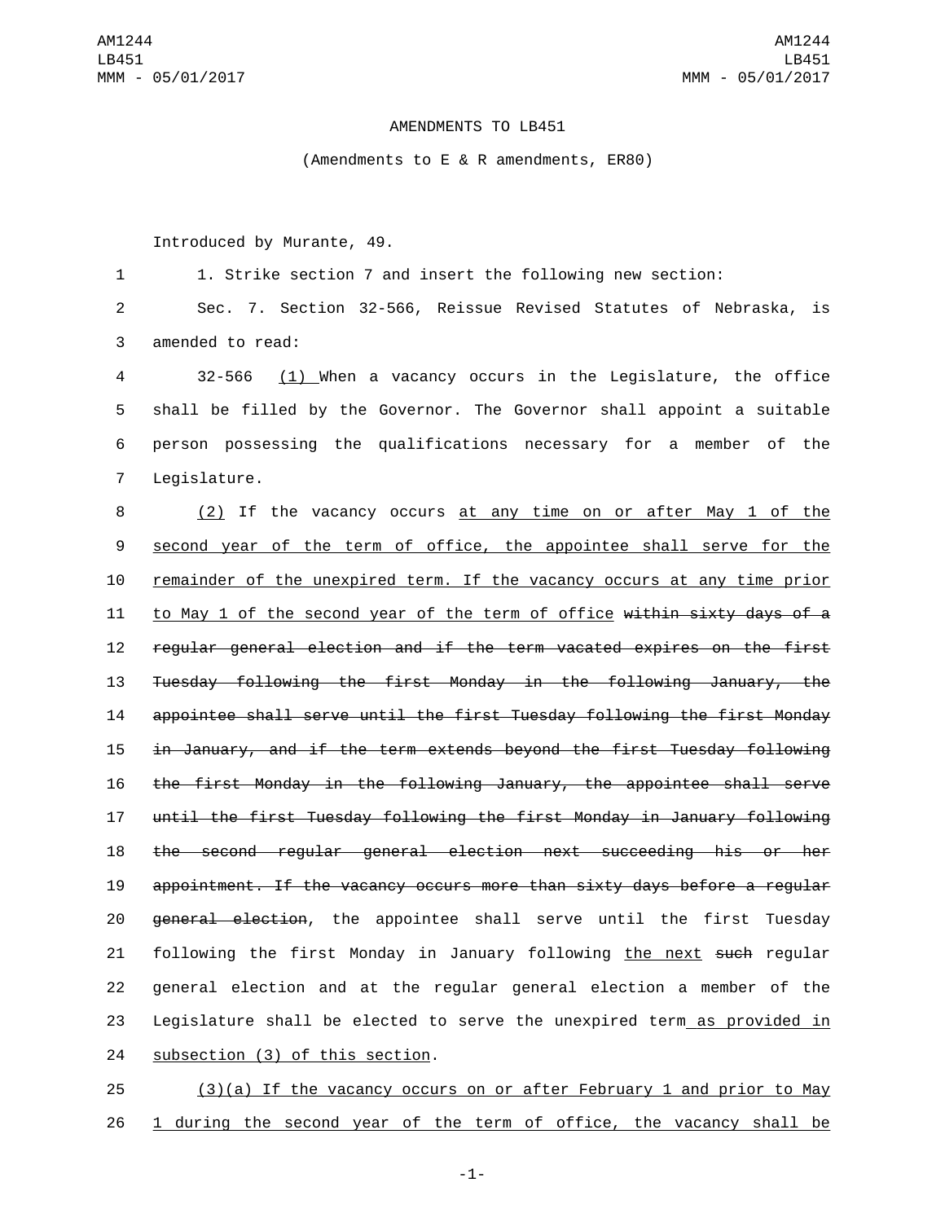# AMENDMENTS TO LB451

(Amendments to E & R amendments, ER80)

Introduced by Murante, 49.

1. Strike section 7 and insert the following new section:

Sec. 7. Section 32-566, Reissue Revised Statutes of Nebraska, is amended to read:

32-566 (1) When a vacancy occurs in the Legislature, the office shall be filled by the Governor. The Governor shall appoint a suitable person possessing the qualifications necessary for a member of the Legislature.

(2) If the vacancy occurs at any time on or after May 1 of the second year of the term of office, the appointee shall serve for the remainder of the unexpired term. If the vacancy occurs at any time prior to May 1 of the second year of the term of office ~~within sixty days of a regular general election and if the term vacated expires on the first Tuesday following the first Monday in the following January, the appointee shall serve until the first Tuesday following the first Monday in January, and if the term extends beyond the first Tuesday following the first Monday in the following January, the appointee shall serve until the first Tuesday following the first Monday in January following the second regular general election next succeeding his or her appointment. If the vacancy occurs more than sixty days before a regular general election~~, the appointee shall serve until the first Tuesday following the first Monday in January following the next ~~such~~ regular general election and at the regular general election a member of the Legislature shall be elected to serve the unexpired term as provided in subsection (3) of this section.

(3)(a) If the vacancy occurs on or after February 1 and prior to May 1 during the second year of the term of office, the vacancy shall be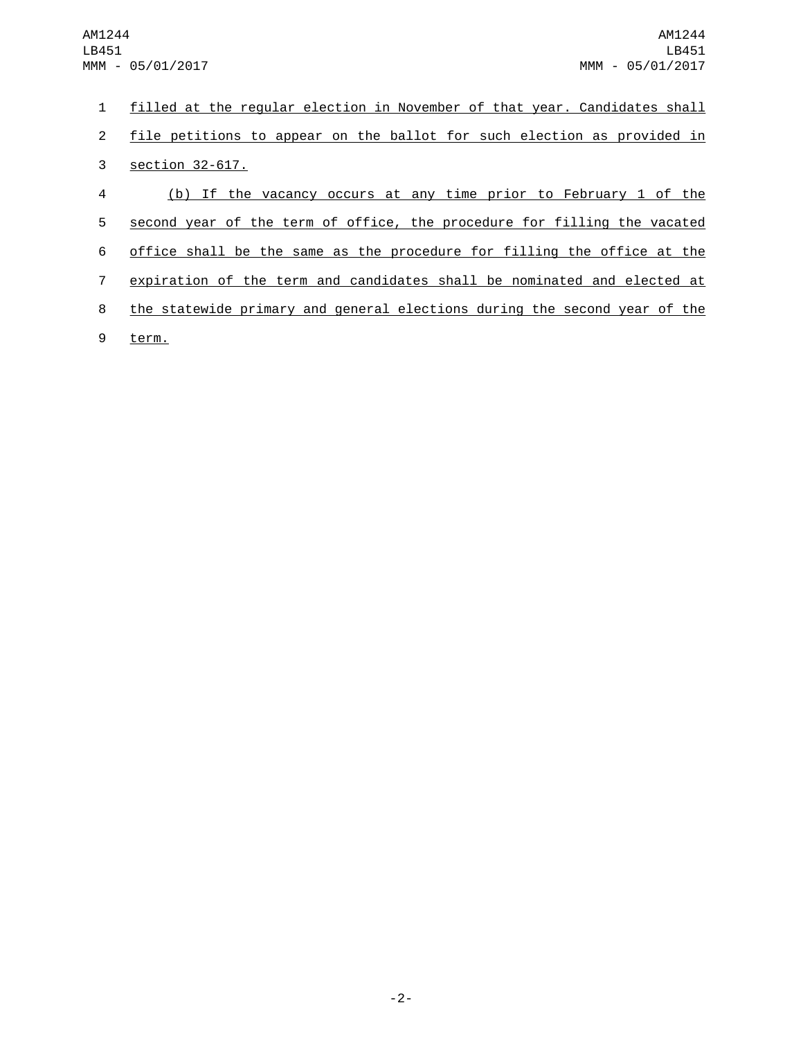filled at the regular election in November of that year. Candidates shall file petitions to appear on the ballot for such election as provided in section 32-617.

(b) If the vacancy occurs at any time prior to February 1 of the second year of the term of office, the procedure for filling the vacated office shall be the same as the procedure for filling the office at the expiration of the term and candidates shall be nominated and elected at the statewide primary and general elections during the second year of the term.